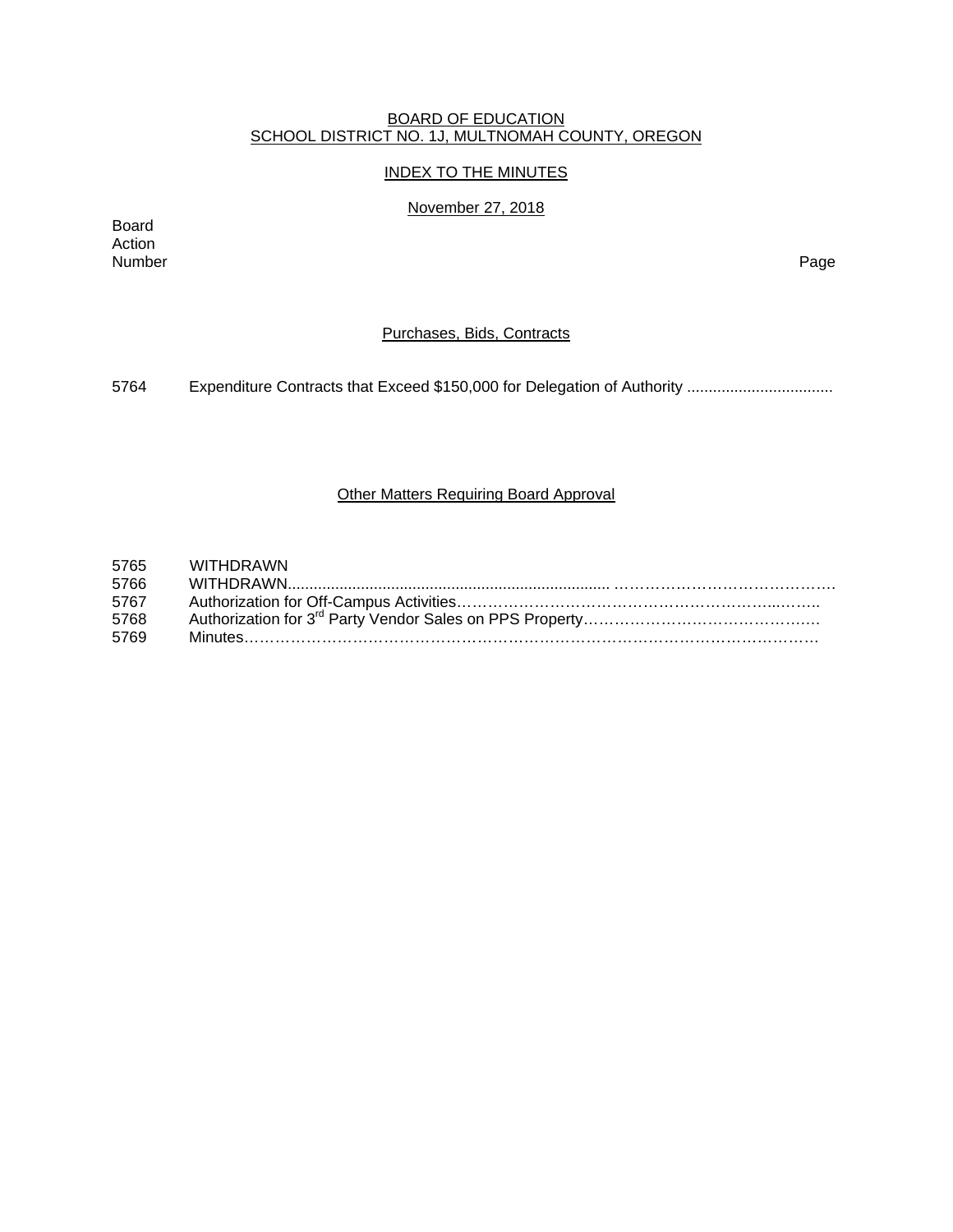BOARD OF EDUCATION
SCHOOL DISTRICT NO. 1J, MULTNOMAH COUNTY, OREGON

INDEX TO THE MINUTES

November 27, 2018

| Board Action Number | | Page |
|---|---|---|
| | **Purchases, Bids, Contracts** | |
| 5764 | Expenditure Contracts that Exceed $150,000 for Delegation of Authority | |
| | **Other Matters Requiring Board Approval** | |
| 5765 | WITHDRAWN | |
| 5766 | WITHDRAWN | |
| 5767 | Authorization for Off-Campus Activities | |
| 5768 | Authorization for 3rd Party Vendor Sales on PPS Property | |
| 5769 | Minutes | |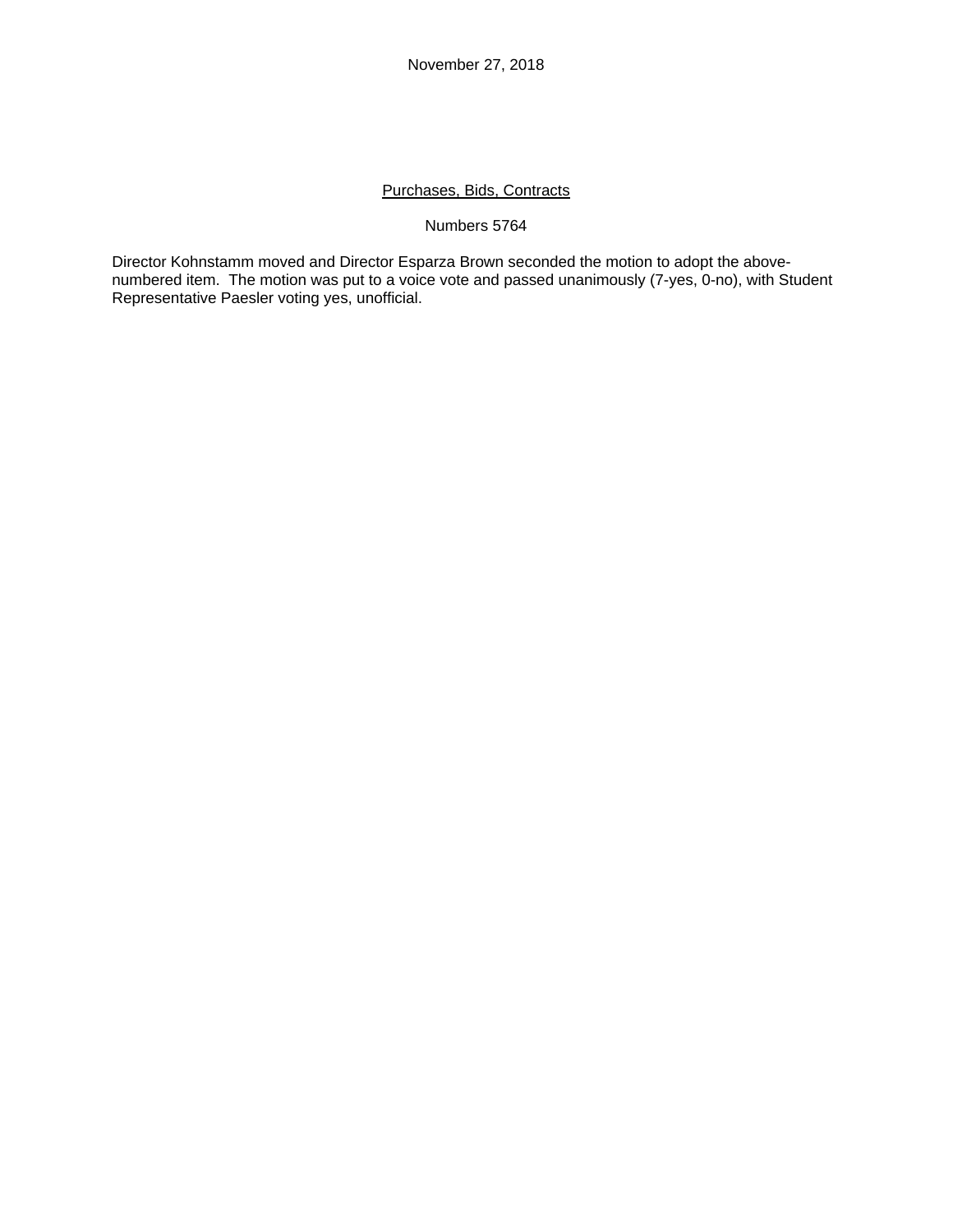November 27, 2018

<u>Purchases, Bids, Contracts</u>

Numbers 5764

Director Kohnstamm moved and Director Esparza Brown seconded the motion to adopt the above-numbered item. The motion was put to a voice vote and passed unanimously (7-yes, 0-no), with Student Representative Paesler voting yes, unofficial.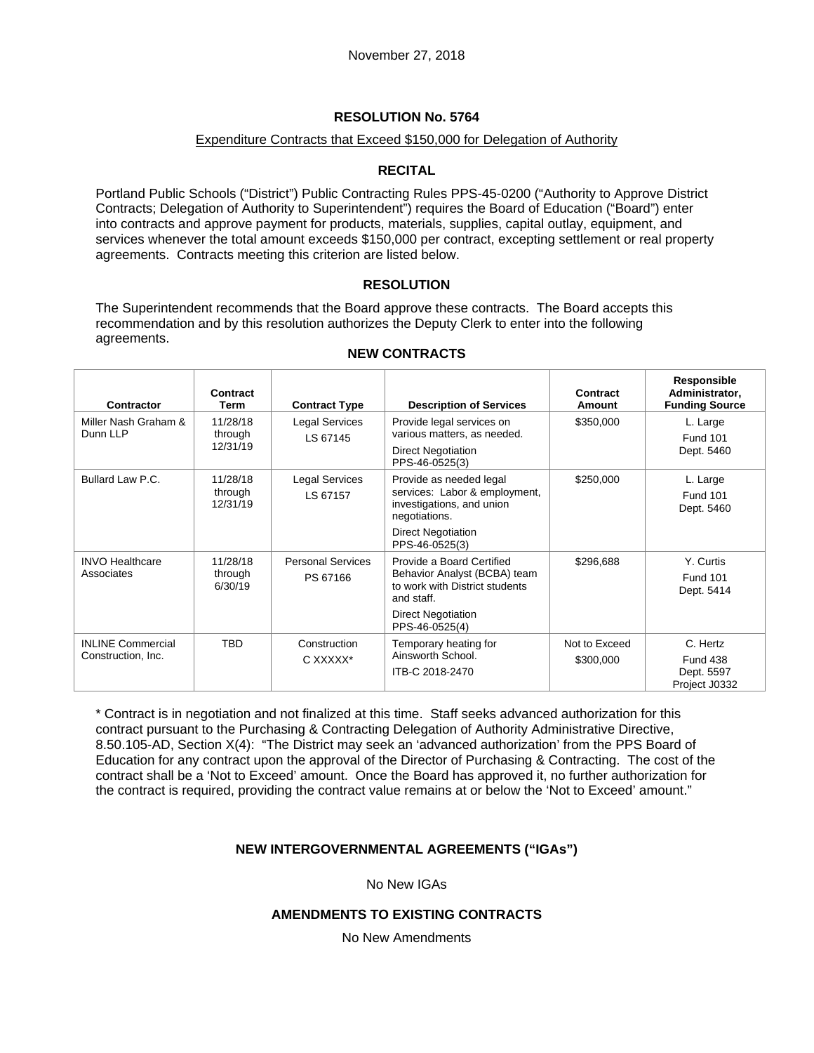November 27, 2018

# RESOLUTION No. 5764

Expenditure Contracts that Exceed $150,000 for Delegation of Authority

## RECITAL

Portland Public Schools ("District") Public Contracting Rules PPS-45-0200 ("Authority to Approve District Contracts; Delegation of Authority to Superintendent") requires the Board of Education ("Board") enter into contracts and approve payment for products, materials, supplies, capital outlay, equipment, and services whenever the total amount exceeds $150,000 per contract, excepting settlement or real property agreements. Contracts meeting this criterion are listed below.

## RESOLUTION

The Superintendent recommends that the Board approve these contracts. The Board accepts this recommendation and by this resolution authorizes the Deputy Clerk to enter into the following agreements.

### NEW CONTRACTS

| Contractor | Contract Term | Contract Type | Description of Services | Contract Amount | Responsible Administrator, Funding Source |
|---|---|---|---|---|---|
| Miller Nash Graham & Dunn LLP | 11/28/18 through 12/31/19 | Legal Services LS 67145 | Provide legal services on various matters, as needed. Direct Negotiation PPS-46-0525(3) | $350,000 | L. Large Fund 101 Dept. 5460 |
| Bullard Law P.C. | 11/28/18 through 12/31/19 | Legal Services LS 67157 | Provide as needed legal services: Labor & employment, investigations, and union negotiations. Direct Negotiation PPS-46-0525(3) | $250,000 | L. Large Fund 101 Dept. 5460 |
| INVO Healthcare Associates | 11/28/18 through 6/30/19 | Personal Services PS 67166 | Provide a Board Certified Behavior Analyst (BCBA) team to work with District students and staff. Direct Negotiation PPS-46-0525(4) | $296,688 | Y. Curtis Fund 101 Dept. 5414 |
| INLINE Commercial Construction, Inc. | TBD | Construction C XXXXX* | Temporary heating for Ainsworth School. ITB-C 2018-2470 | Not to Exceed $300,000 | C. Hertz Fund 438 Dept. 5597 Project J0332 |

* Contract is in negotiation and not finalized at this time. Staff seeks advanced authorization for this contract pursuant to the Purchasing & Contracting Delegation of Authority Administrative Directive, 8.50.105-AD, Section X(4): "The District may seek an 'advanced authorization' from the PPS Board of Education for any contract upon the approval of the Director of Purchasing & Contracting. The cost of the contract shall be a 'Not to Exceed' amount. Once the Board has approved it, no further authorization for the contract is required, providing the contract value remains at or below the 'Not to Exceed' amount."

### NEW INTERGOVERNMENTAL AGREEMENTS ("IGAs")

No New IGAs

### AMENDMENTS TO EXISTING CONTRACTS

No New Amendments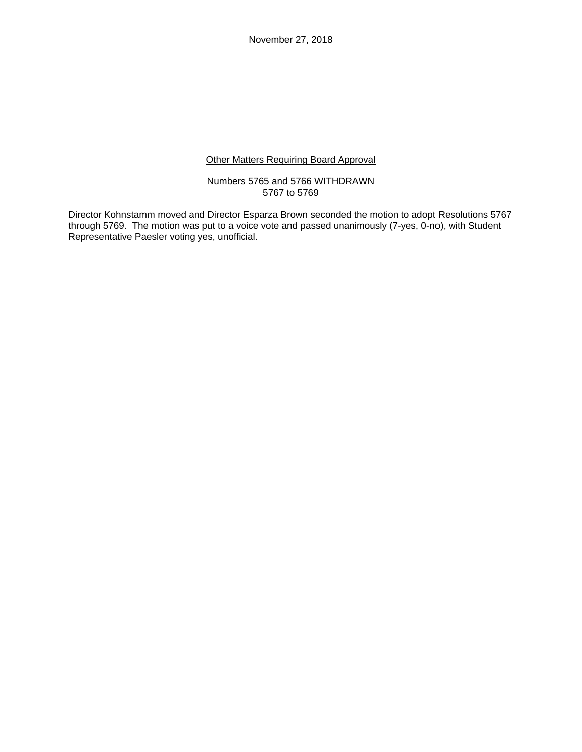November 27, 2018

<u>Other Matters Requiring Board Approval</u>

Numbers 5765 and 5766 <u>WITHDRAWN</u>
5767 to 5769

Director Kohnstamm moved and Director Esparza Brown seconded the motion to adopt Resolutions 5767 through 5769. The motion was put to a voice vote and passed unanimously (7-yes, 0-no), with Student Representative Paesler voting yes, unofficial.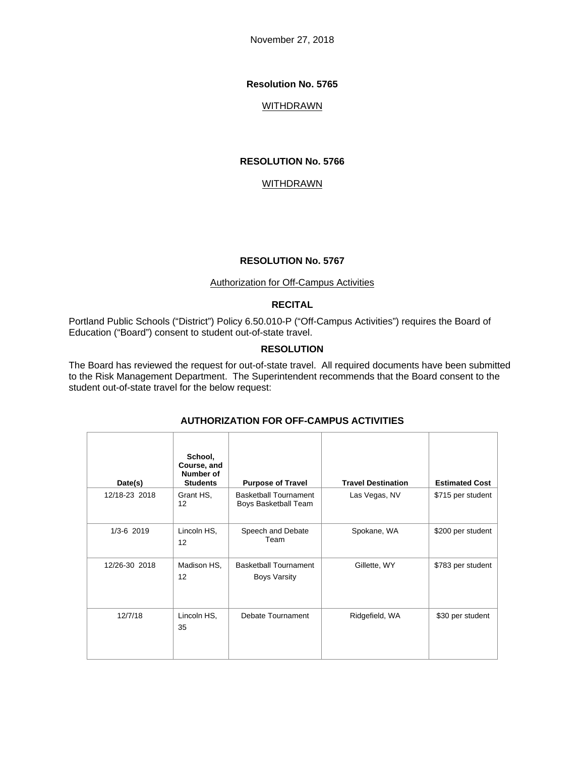November 27, 2018

**Resolution No. 5765**

WITHDRAWN

**RESOLUTION No. 5766**

WITHDRAWN

**RESOLUTION No. 5767**

Authorization for Off-Campus Activities

**RECITAL**

Portland Public Schools ("District") Policy 6.50.010-P ("Off-Campus Activities") requires the Board of Education ("Board") consent to student out-of-state travel.

**RESOLUTION**

The Board has reviewed the request for out-of-state travel. All required documents have been submitted to the Risk Management Department. The Superintendent recommends that the Board consent to the student out-of-state travel for the below request:

**AUTHORIZATION FOR OFF-CAMPUS ACTIVITIES**

| Date(s) | School, Course, and Number of Students | Purpose of Travel | Travel Destination | Estimated Cost |
|---|---|---|---|---|
| 12/18-23 2018 | Grant HS, 12 | Basketball Tournament Boys Basketball Team | Las Vegas, NV | $715 per student |
| 1/3-6 2019 | Lincoln HS, 12 | Speech and Debate Team | Spokane, WA | $200 per student |
| 12/26-30 2018 | Madison HS, 12 | Basketball Tournament Boys Varsity | Gillette, WY | $783 per student |
| 12/7/18 | Lincoln HS, 35 | Debate Tournament | Ridgefield, WA | $30 per student |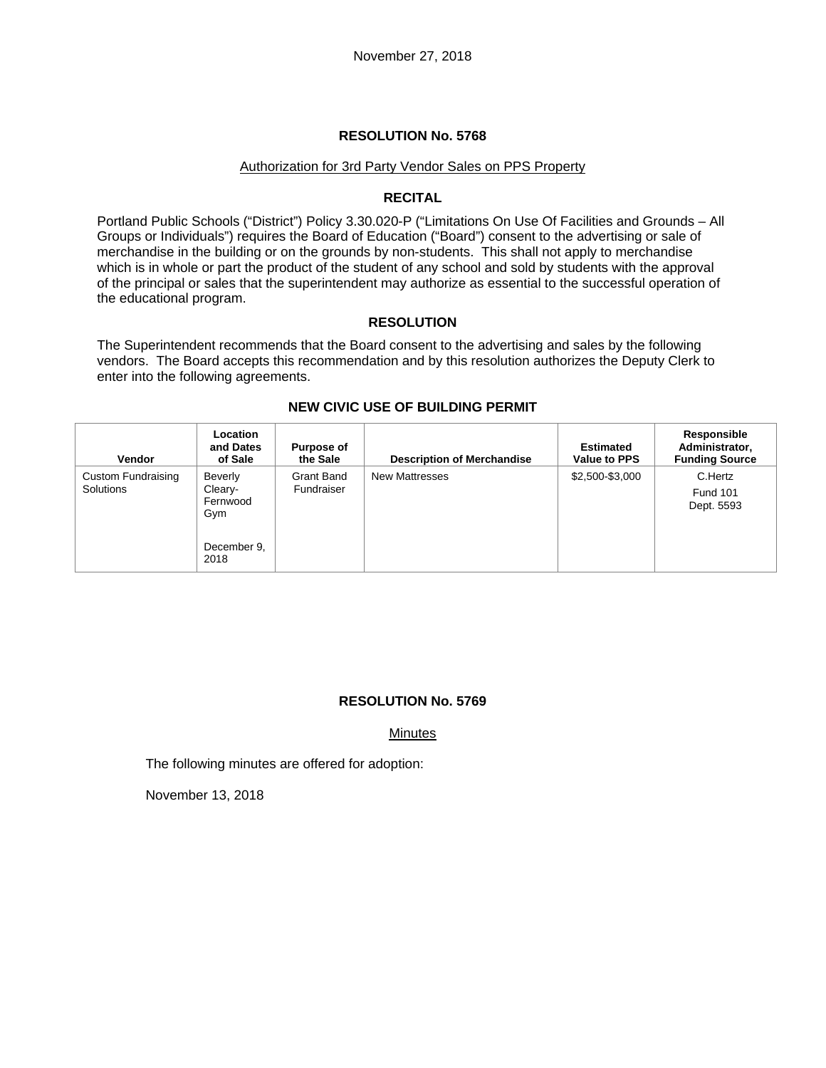November 27, 2018

## RESOLUTION No. 5768

Authorization for 3rd Party Vendor Sales on PPS Property

### RECITAL

Portland Public Schools ("District") Policy 3.30.020-P ("Limitations On Use Of Facilities and Grounds – All Groups or Individuals") requires the Board of Education ("Board") consent to the advertising or sale of merchandise in the building or on the grounds by non-students. This shall not apply to merchandise which is in whole or part the product of the student of any school and sold by students with the approval of the principal or sales that the superintendent may authorize as essential to the successful operation of the educational program.

### RESOLUTION

The Superintendent recommends that the Board consent to the advertising and sales by the following vendors. The Board accepts this recommendation and by this resolution authorizes the Deputy Clerk to enter into the following agreements.

### NEW CIVIC USE OF BUILDING PERMIT

| Vendor | Location and Dates of Sale | Purpose of the Sale | Description of Merchandise | Estimated Value to PPS | Responsible Administrator, Funding Source |
|---|---|---|---|---|---|
| Custom Fundraising Solutions | Beverly Cleary-Fernwood Gym<br><br>December 9, 2018 | Grant Band Fundraiser | New Mattresses | $2,500-$3,000 | C.Hertz<br>Fund 101<br>Dept. 5593 |

## RESOLUTION No. 5769

Minutes

The following minutes are offered for adoption:

November 13, 2018